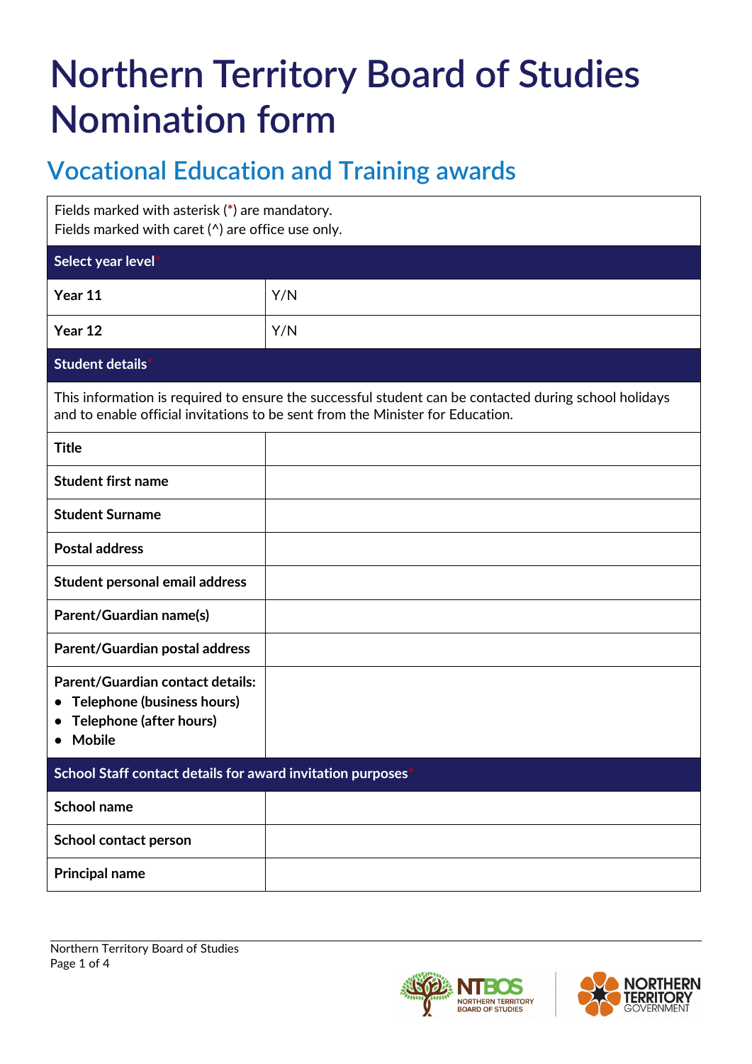# Northern Territory Board of Studies Nomination form

## Vocational Education and Training awards

| Fields marked with asterisk (*) are mandatory.<br>Fields marked with caret (^) are office use only. | |
|---|---|
| **Select year level*** | |
| **Year 11** | Y/N |
| **Year 12** | Y/N |
| **Student details*** | |
| This information is required to ensure the successful student can be contacted during school holidays and to enable official invitations to be sent from the Minister for Education. | |
| **Title** | |
| **Student first name** | |
| **Student Surname** | |
| **Postal address** | |
| **Student personal email address** | |
| **Parent/Guardian name(s)** | |
| **Parent/Guardian postal address** | |
| **Parent/Guardian contact details:**<br>• Telephone (business hours)<br>• Telephone (after hours)<br>• Mobile | |
| **School Staff contact details for award invitation purposes*** | |
| **School name** | |
| **School contact person** | |
| **Principal name** | |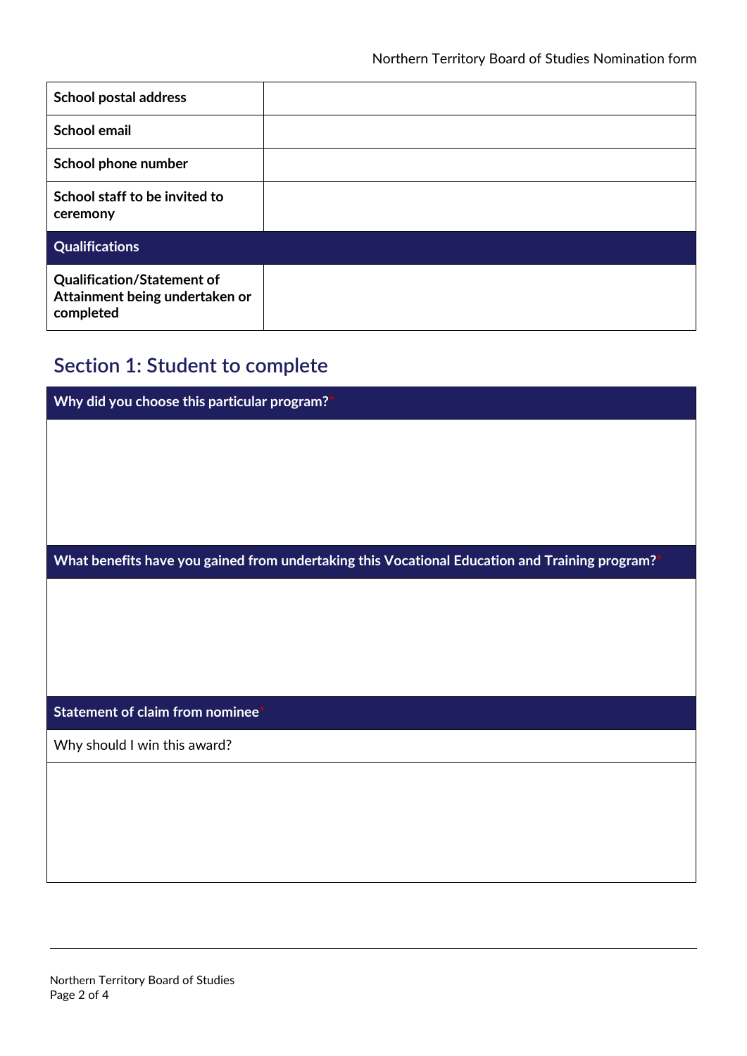| School postal address | |
| --- | --- |
| School email | |
| School phone number | |
| School staff to be invited to ceremony | |
| **Qualifications** | |
| Qualification/Statement of Attainment being undertaken or completed | |

## Section 1: Student to complete

| Why did you choose this particular program?* |
| --- |
| |

| What benefits have you gained from undertaking this Vocational Education and Training program?* |
| --- |
| |

| Statement of claim from nominee* |
| --- |
| Why should I win this award? |
| |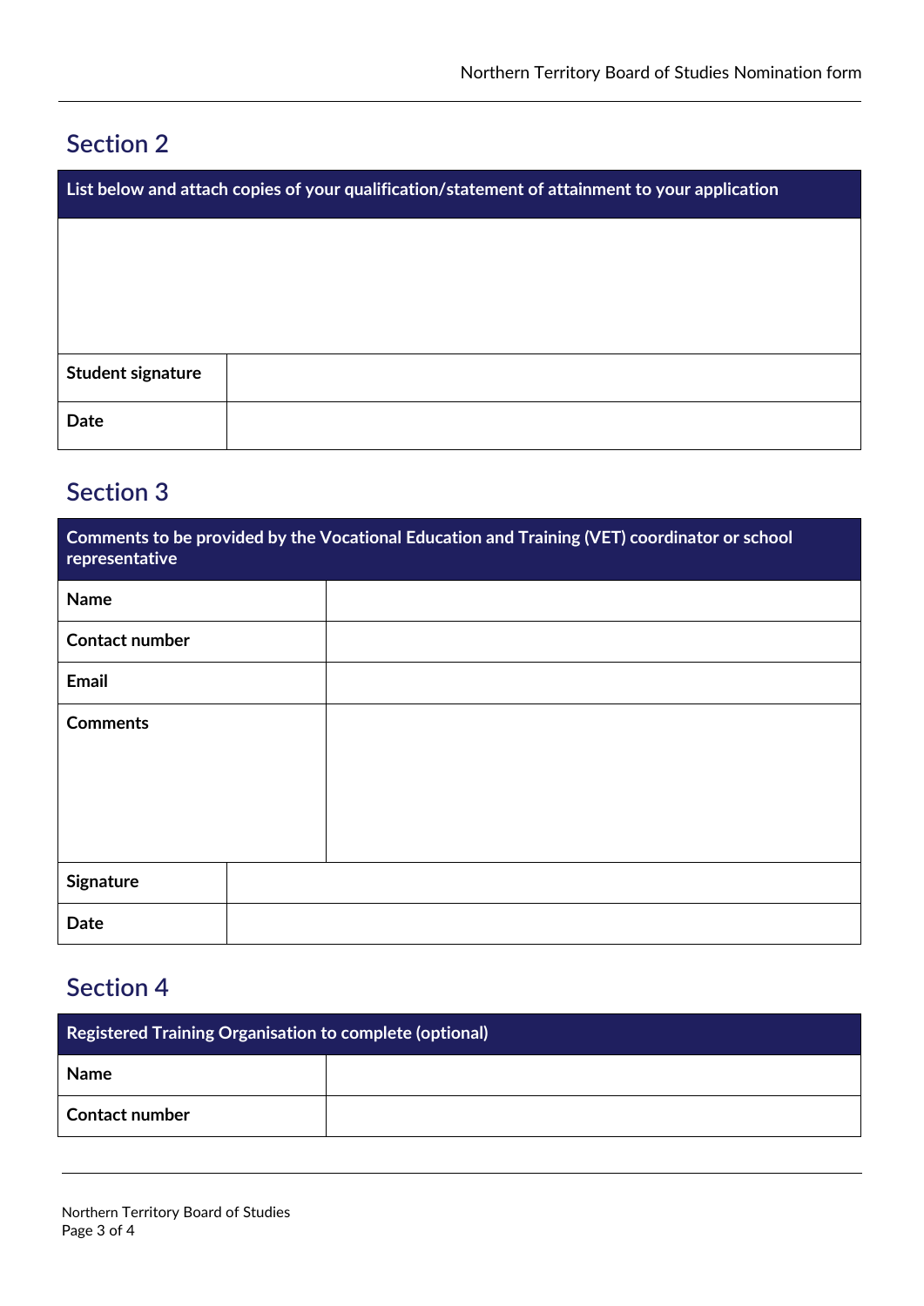## Section 2

| List below and attach copies of your qualification/statement of attainment to your application | |
|---|---|
| | |
| **Student signature** | |
| **Date** | |

## Section 3

| Comments to be provided by the Vocational Education and Training (VET) coordinator or school representative | |
|---|---|
| **Name** | |
| **Contact number** | |
| **Email** | |
| **Comments** | |
| **Signature** | |
| **Date** | |

## Section 4

| Registered Training Organisation to complete (optional) | |
|---|---|
| **Name** | |
| **Contact number** | |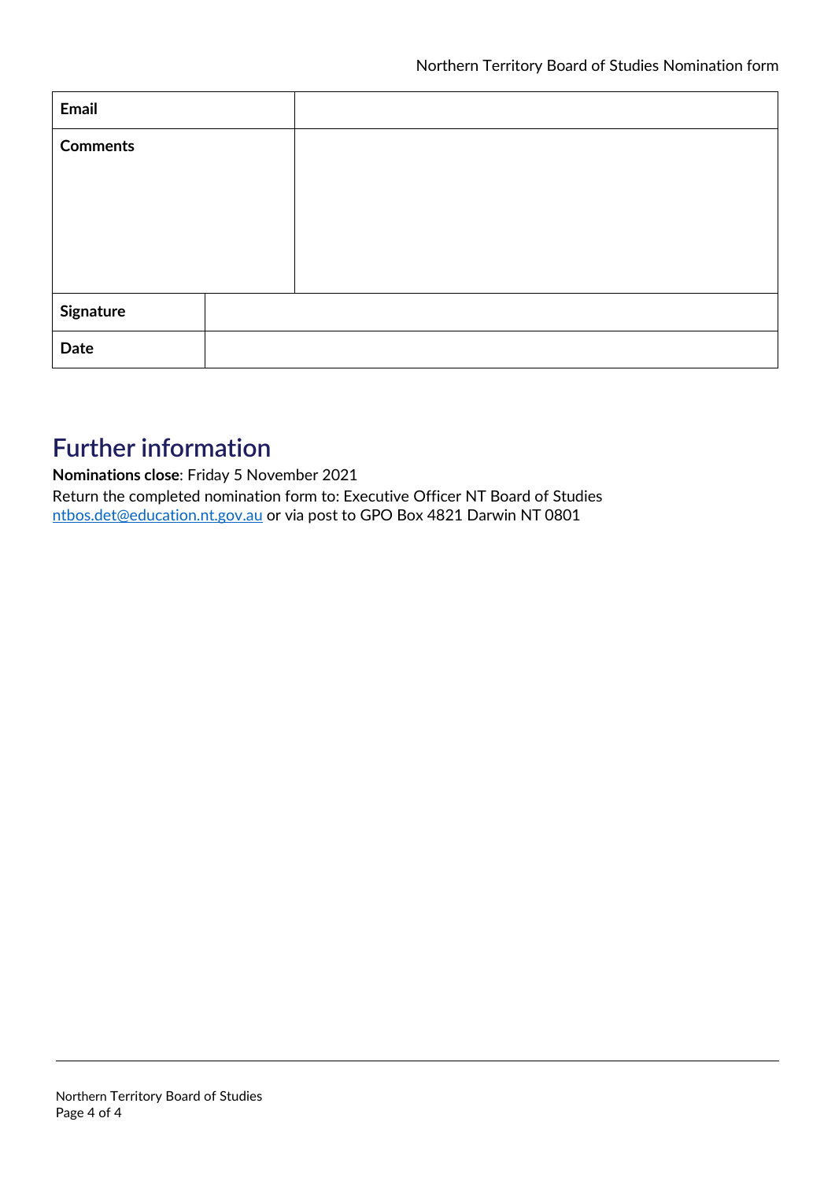| | |
|---|---|
| **Email** | |
| **Comments** | |
| **Signature** | |
| **Date** | |

## Further information

**Nominations close**: Friday 5 November 2021

Return the completed nomination form to: Executive Officer NT Board of Studies
ntbos.det@education.nt.gov.au or via post to GPO Box 4821 Darwin NT 0801